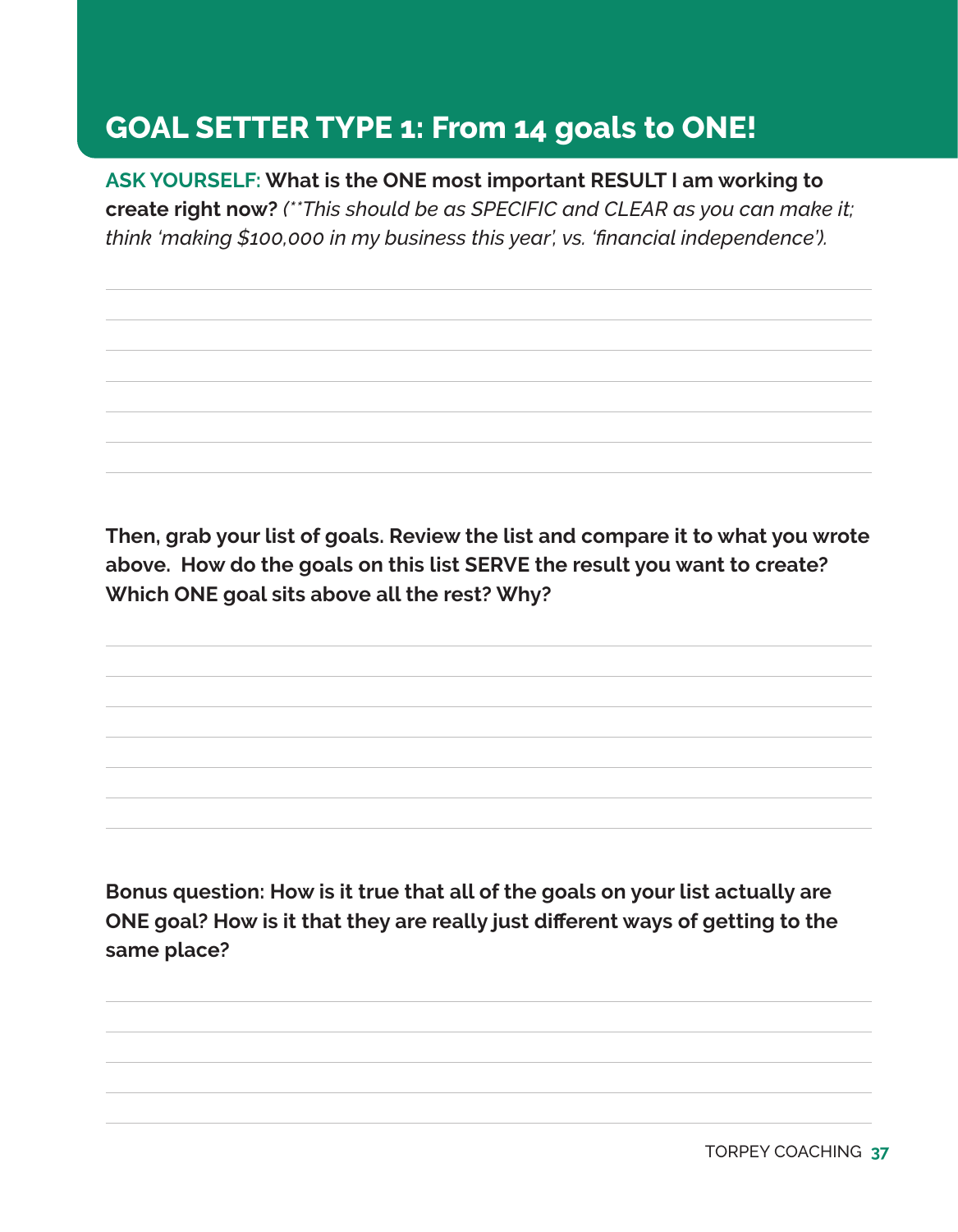# GOAL SETTER TYPE 1: From 14 goals to ONE!

**ASK YOURSELF: What is the ONE most important RESULT I am working to create right now?** *(**This should be as SPECIFIC and CLEAR as you can make it; think 'making $100,000 in my business this year', vs. 'financial independence').*

**Then, grab your list of goals. Review the list and compare it to what you wrote above. How do the goals on this list SERVE the result you want to create? Which ONE goal sits above all the rest? Why?**

**Bonus question: How is it true that all of the goals on your list actually are ONE goal? How is it that they are really just different ways of getting to the same place?**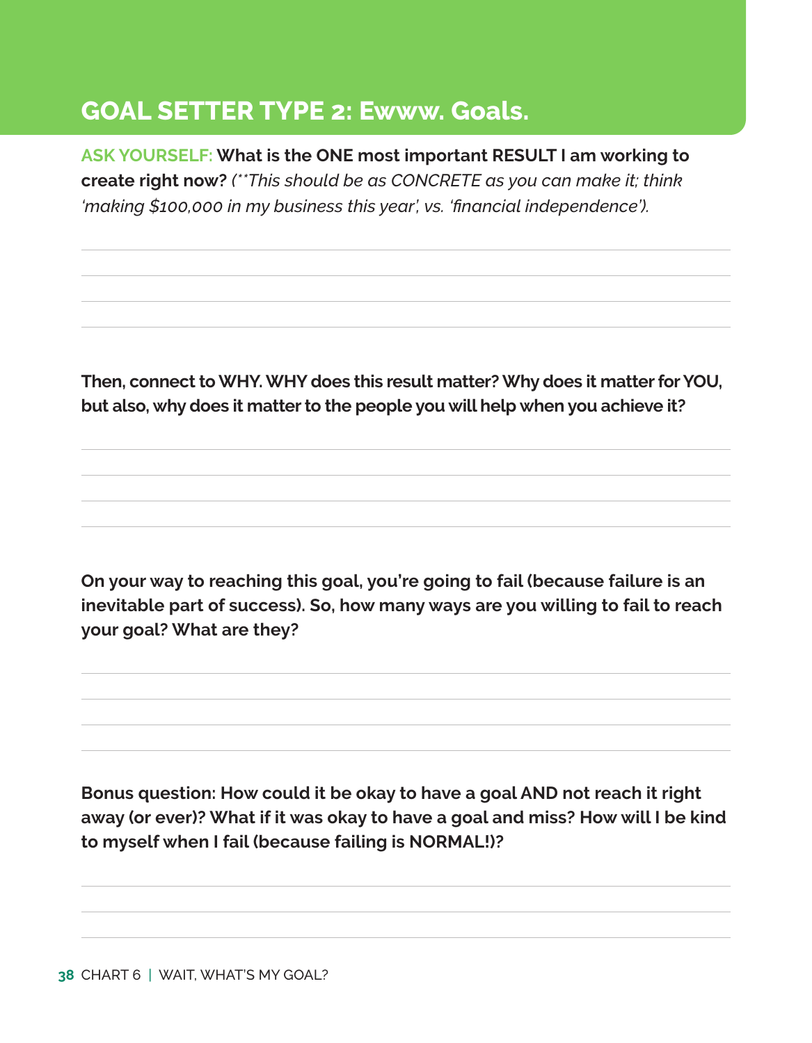## GOAL SETTER TYPE 2: Ewww. Goals.

**ASK YOURSELF: What is the ONE most important RESULT I am working to create right now?** *(**This should be as CONCRETE as you can make it; think 'making $100,000 in my business this year', vs. 'financial independence').*

**Then, connect to WHY. WHY does this result matter? Why does it matter for YOU, but also, why does it matter to the people you will help when you achieve it?**

**On your way to reaching this goal, you're going to fail (because failure is an inevitable part of success). So, how many ways are you willing to fail to reach your goal? What are they?**

**Bonus question: How could it be okay to have a goal AND not reach it right away (or ever)? What if it was okay to have a goal and miss? How will I be kind to myself when I fail (because failing is NORMAL!)?**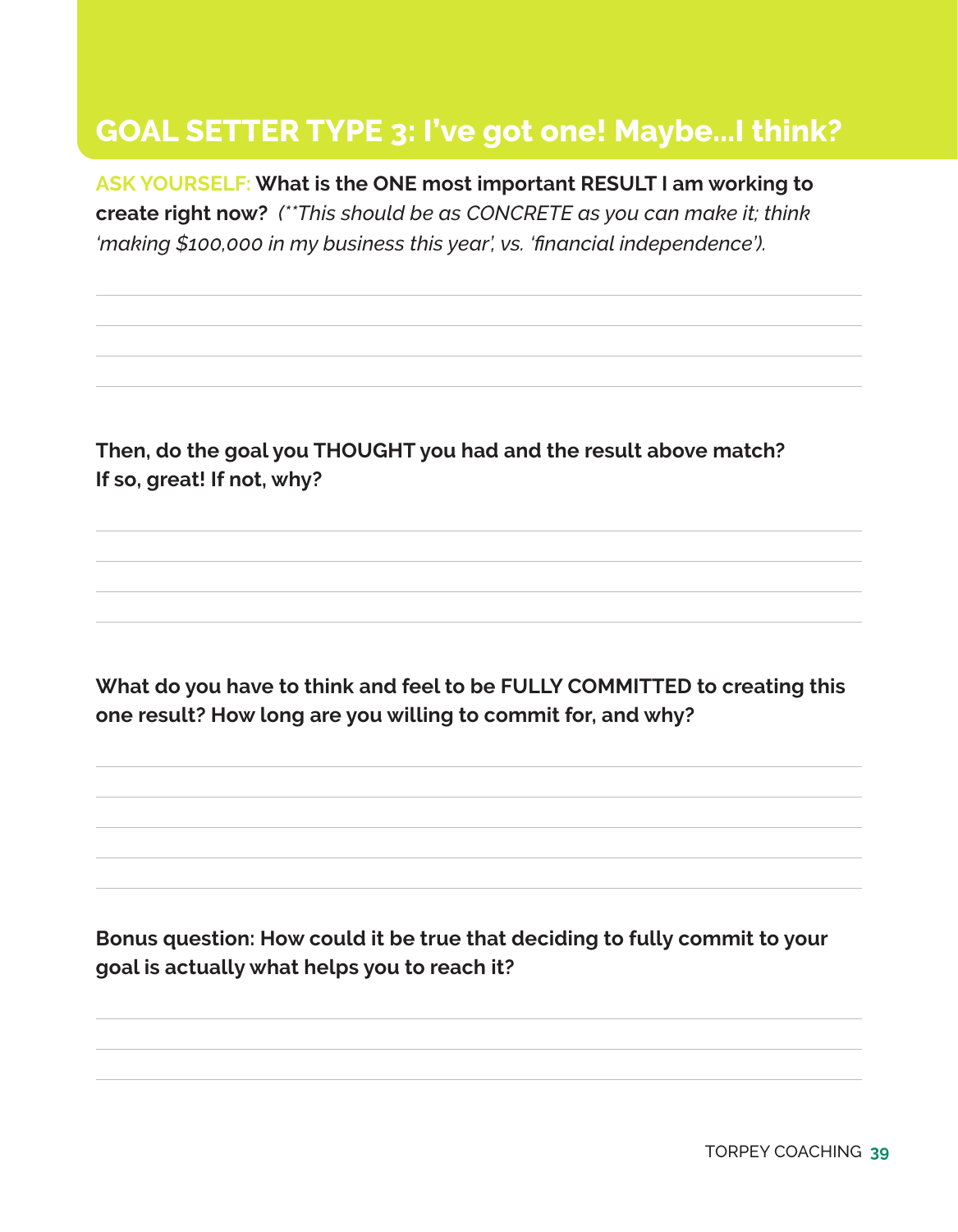## GOAL SETTER TYPE 3: I've got one! Maybe...I think?

**ASK YOURSELF: What is the ONE most important RESULT I am working to create right now?** *(**This should be as CONCRETE as you can make it; think 'making $100,000 in my business this year', vs. 'financial independence').*

**Then, do the goal you THOUGHT you had and the result above match? If so, great! If not, why?**

**What do you have to think and feel to be FULLY COMMITTED to creating this one result? How long are you willing to commit for, and why?**

**Bonus question: How could it be true that deciding to fully commit to your goal is actually what helps you to reach it?**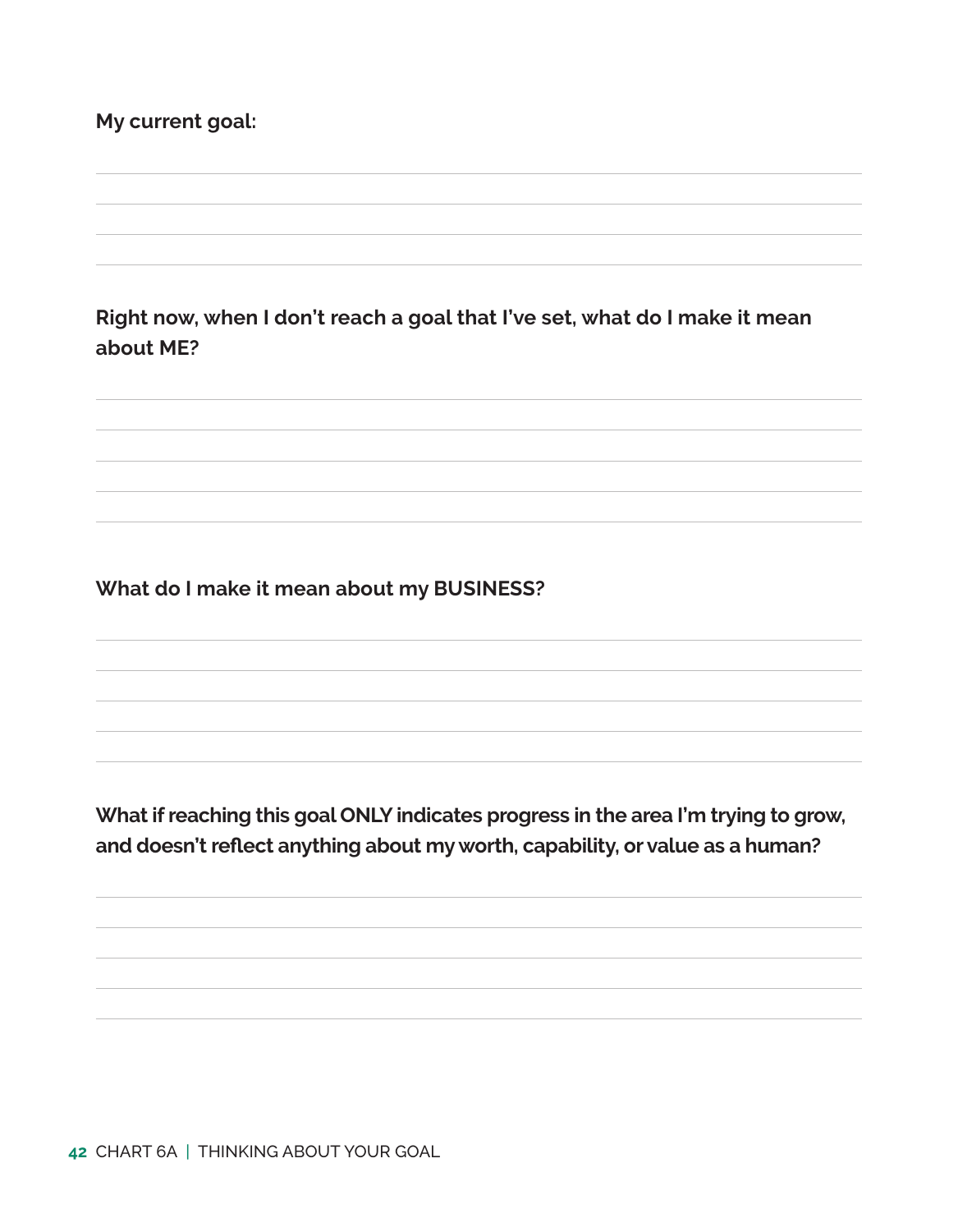**My current goal:**

**Right now, when I don't reach a goal that I've set, what do I make it mean about ME?**

**What do I make it mean about my BUSINESS?**

**What if reaching this goal ONLY indicates progress in the area I'm trying to grow, and doesn't reflect anything about my worth, capability, or value as a human?**

CHART 6A | THINKING ABOUT YOUR GOAL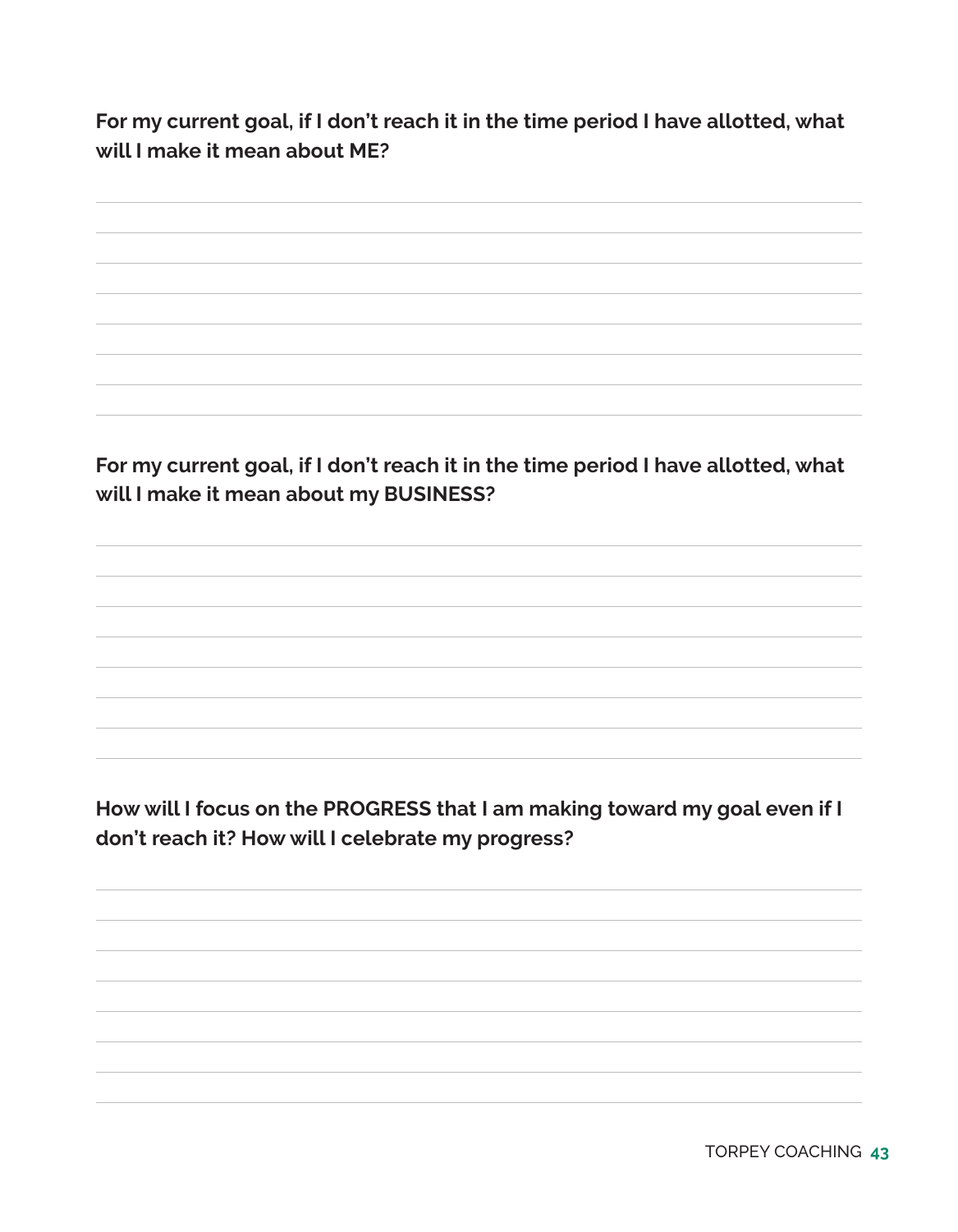**For my current goal, if I don't reach it in the time period I have allotted, what will I make it mean about ME?**

**For my current goal, if I don't reach it in the time period I have allotted, what will I make it mean about my BUSINESS?**

**How will I focus on the PROGRESS that I am making toward my goal even if I don't reach it? How will I celebrate my progress?**